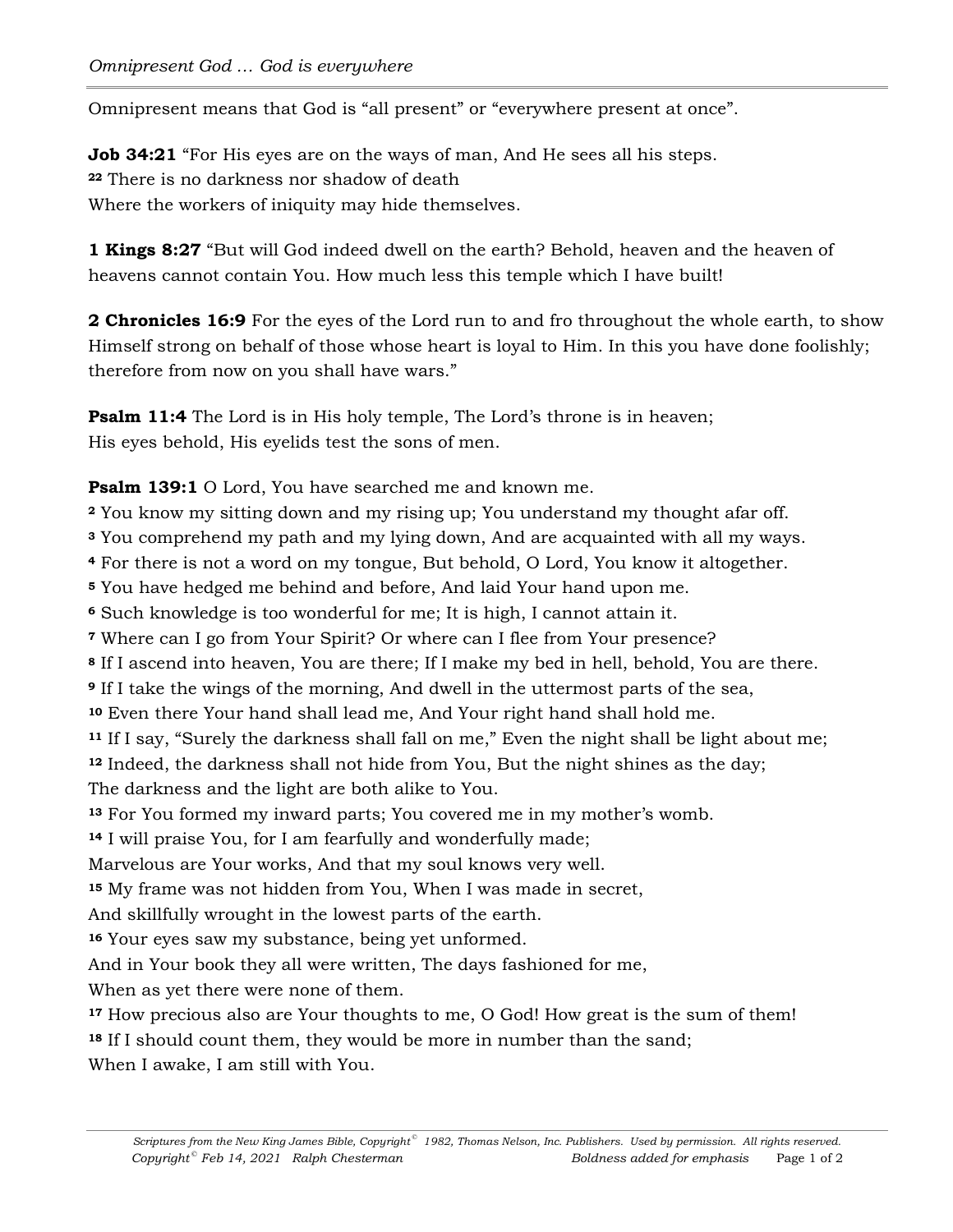Omnipresent means that God is "all present" or "everywhere present at once".

**Job 34:21** "For His eyes are on the ways of man, And He sees all his steps.
[22] There is no darkness nor shadow of death
Where the workers of iniquity may hide themselves.

**1 Kings 8:27** "But will God indeed dwell on the earth? Behold, heaven and the heaven of heavens cannot contain You. How much less this temple which I have built!

**2 Chronicles 16:9** For the eyes of the Lord run to and fro throughout the whole earth, to show Himself strong on behalf of those whose heart is loyal to Him. In this you have done foolishly; therefore from now on you shall have wars."

**Psalm 11:4** The Lord is in His holy temple, The Lord's throne is in heaven;
His eyes behold, His eyelids test the sons of men.

**Psalm 139:1** O Lord, You have searched me and known me.
[2] You know my sitting down and my rising up; You understand my thought afar off.
[3] You comprehend my path and my lying down, And are acquainted with all my ways.
[4] For there is not a word on my tongue, But behold, O Lord, You know it altogether.
[5] You have hedged me behind and before, And laid Your hand upon me.
[6] Such knowledge is too wonderful for me; It is high, I cannot attain it.
[7] Where can I go from Your Spirit? Or where can I flee from Your presence?
[8] If I ascend into heaven, You are there; If I make my bed in hell, behold, You are there.
[9] If I take the wings of the morning, And dwell in the uttermost parts of the sea,
[10] Even there Your hand shall lead me, And Your right hand shall hold me.
[11] If I say, "Surely the darkness shall fall on me," Even the night shall be light about me;
[12] Indeed, the darkness shall not hide from You, But the night shines as the day;
The darkness and the light are both alike to You.
[13] For You formed my inward parts; You covered me in my mother's womb.
[14] I will praise You, for I am fearfully and wonderfully made;
Marvelous are Your works, And that my soul knows very well.
[15] My frame was not hidden from You, When I was made in secret,
And skillfully wrought in the lowest parts of the earth.
[16] Your eyes saw my substance, being yet unformed.
And in Your book they all were written, The days fashioned for me,
When as yet there were none of them.
[17] How precious also are Your thoughts to me, O God! How great is the sum of them!
[18] If I should count them, they would be more in number than the sand;
When I awake, I am still with You.

*Scriptures from the New King James Bible, Copyright© 1982, Thomas Nelson, Inc. Publishers. Used by permission. All rights reserved.*
*Copyright© Feb 14, 2021 Ralph Chesterman* *Boldness added for emphasis*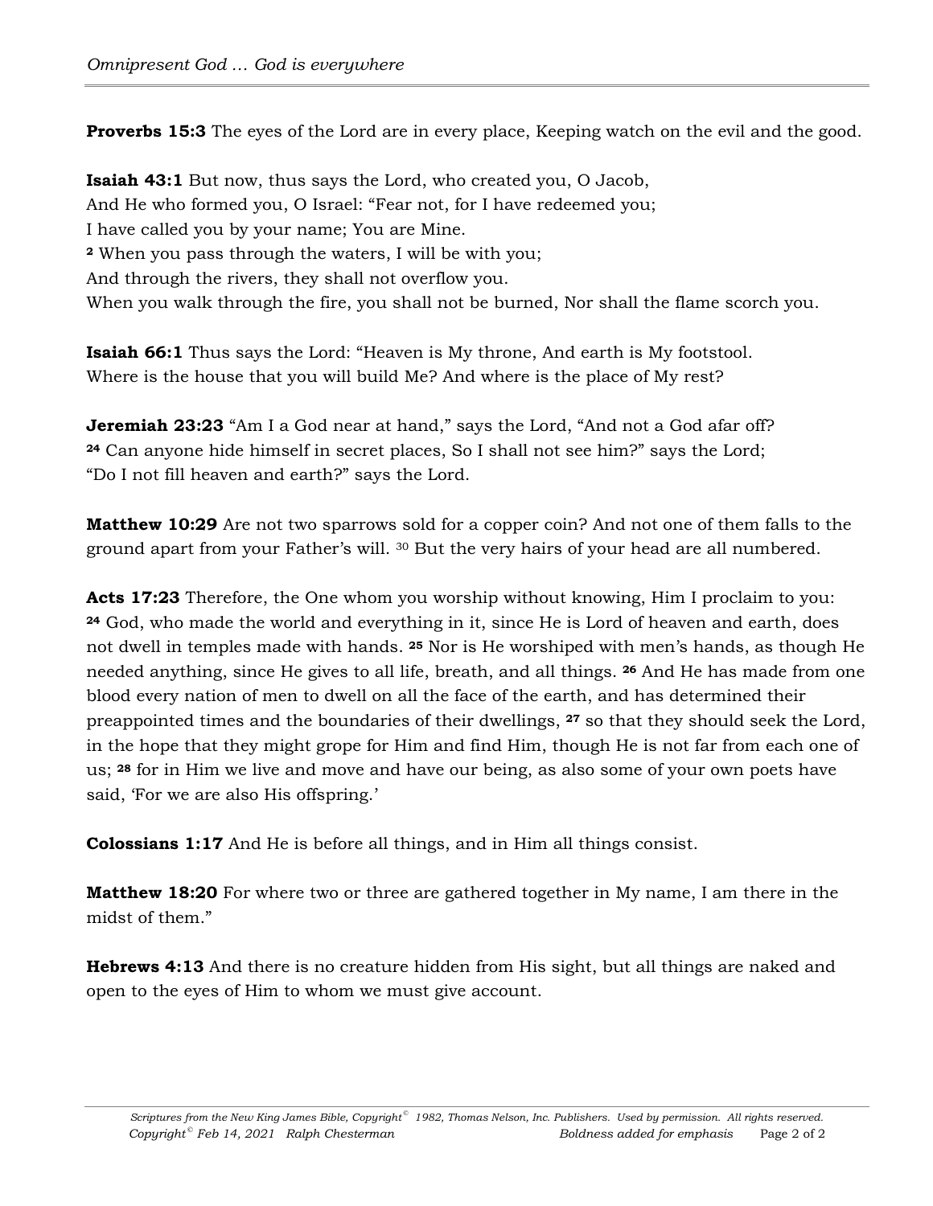**Proverbs 15:3** The eyes of the Lord are in every place, Keeping watch on the evil and the good.

**Isaiah 43:1** But now, thus says the Lord, who created you, O Jacob,
And He who formed you, O Israel: "Fear not, for I have redeemed you;
I have called you by your name; You are Mine.
**2** When you pass through the waters, I will be with you;
And through the rivers, they shall not overflow you.
When you walk through the fire, you shall not be burned, Nor shall the flame scorch you.

**Isaiah 66:1** Thus says the Lord: "Heaven is My throne, And earth is My footstool.
Where is the house that you will build Me? And where is the place of My rest?

**Jeremiah 23:23** "Am I a God near at hand," says the Lord, "And not a God afar off?
**24** Can anyone hide himself in secret places, So I shall not see him?" says the Lord;
"Do I not fill heaven and earth?" says the Lord.

**Matthew 10:29** Are not two sparrows sold for a copper coin? And not one of them falls to the ground apart from your Father's will. 30 But the very hairs of your head are all numbered.

**Acts 17:23** Therefore, the One whom you worship without knowing, Him I proclaim to you:
**24** God, who made the world and everything in it, since He is Lord of heaven and earth, does not dwell in temples made with hands. **25** Nor is He worshiped with men's hands, as though He needed anything, since He gives to all life, breath, and all things. **26** And He has made from one blood every nation of men to dwell on all the face of the earth, and has determined their preappointed times and the boundaries of their dwellings, **27** so that they should seek the Lord, in the hope that they might grope for Him and find Him, though He is not far from each one of us; **28** for in Him we live and move and have our being, as also some of your own poets have said, 'For we are also His offspring.'

**Colossians 1:17** And He is before all things, and in Him all things consist.

**Matthew 18:20** For where two or three are gathered together in My name, I am there in the midst of them."

**Hebrews 4:13** And there is no creature hidden from His sight, but all things are naked and open to the eyes of Him to whom we must give account.

*Scriptures from the New King James Bible, Copyright© 1982, Thomas Nelson, Inc. Publishers. Used by permission. All rights reserved.*
*Copyright© Feb 14, 2021 Ralph Chesterman* *Boldness added for emphasis*